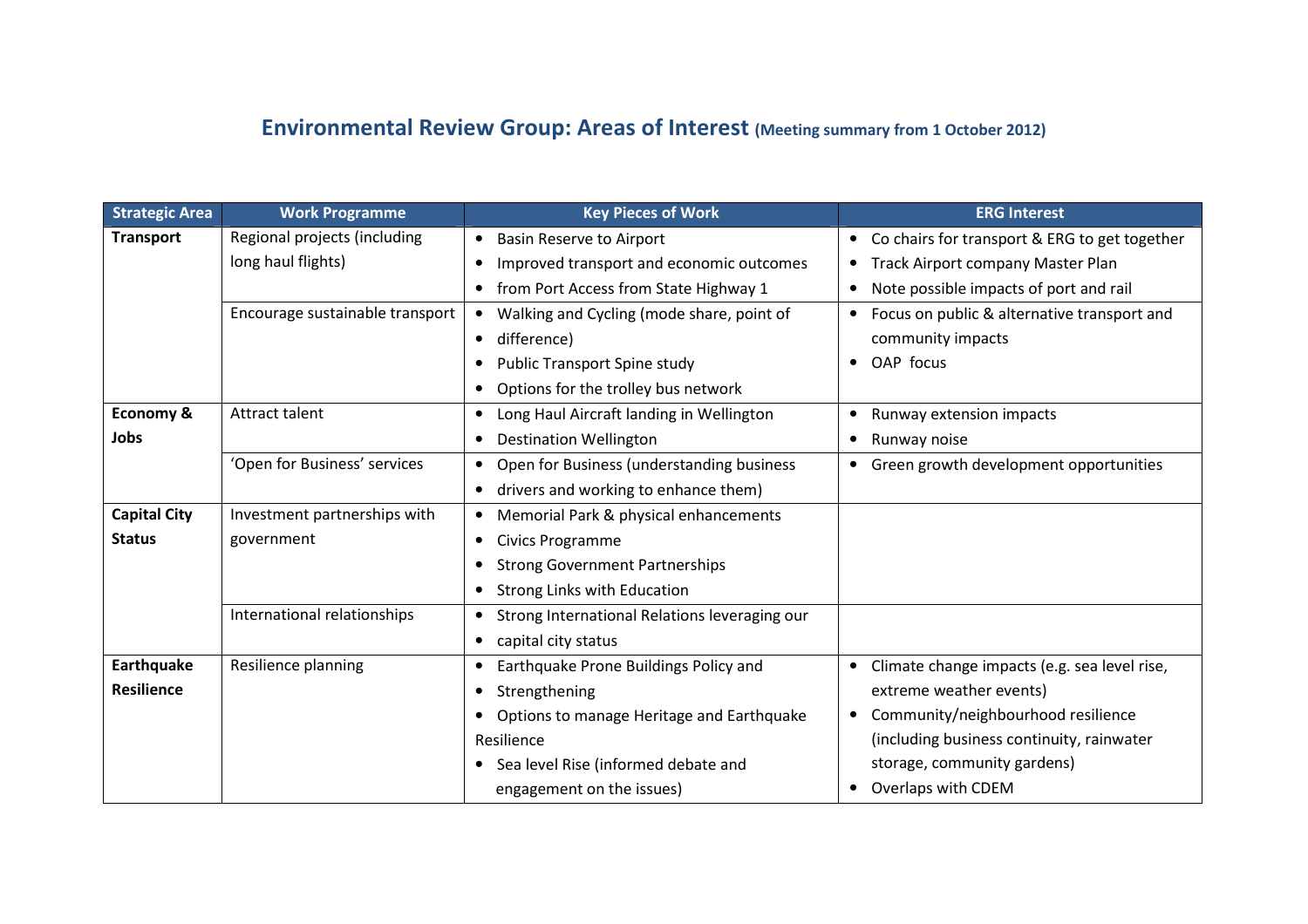# Environmental Review Group: Areas of Interest (Meeting summary from 1 October 2012)

| Strategic Area | Work Programme | Key Pieces of Work | ERG Interest |
|---|---|---|---|
| **Transport** | Regional projects (including long haul flights) | • Basin Reserve to Airport<br>• Improved transport and economic outcomes<br>• from Port Access from State Highway 1 | • Co chairs for transport & ERG to get together<br>• Track Airport company Master Plan<br>• Note possible impacts of port and rail |
| | Encourage sustainable transport | • Walking and Cycling (mode share, point of<br>• difference)<br>• Public Transport Spine study<br>• Options for the trolley bus network | • Focus on public & alternative transport and community impacts<br>• OAP focus |
| **Economy & Jobs** | Attract talent | • Long Haul Aircraft landing in Wellington<br>• Destination Wellington | • Runway extension impacts<br>• Runway noise |
| | 'Open for Business' services | • Open for Business (understanding business<br>• drivers and working to enhance them) | • Green growth development opportunities |
| **Capital City Status** | Investment partnerships with government | • Memorial Park & physical enhancements<br>• Civics Programme<br>• Strong Government Partnerships<br>• Strong Links with Education | |
| | International relationships | • Strong International Relations leveraging our<br>• capital city status | |
| **Earthquake Resilience** | Resilience planning | • Earthquake Prone Buildings Policy and<br>• Strengthening<br>• Options to manage Heritage and Earthquake Resilience<br>• Sea level Rise (informed debate and engagement on the issues) | • Climate change impacts (e.g. sea level rise, extreme weather events)<br>• Community/neighbourhood resilience (including business continuity, rainwater storage, community gardens)<br>• Overlaps with CDEM |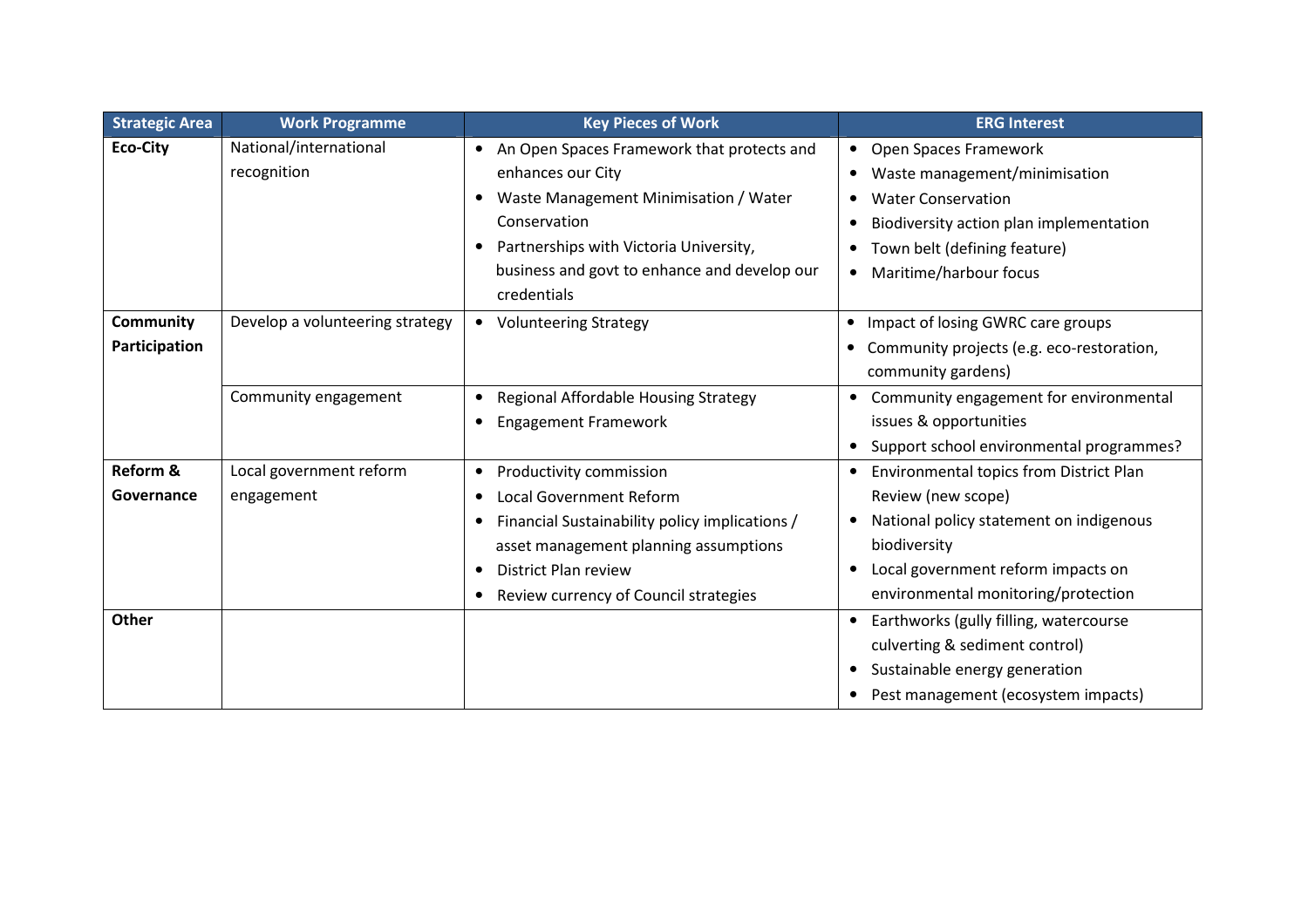| Strategic Area | Work Programme | Key Pieces of Work | ERG Interest |
|---|---|---|---|
| **Eco-City** | National/international recognition | • An Open Spaces Framework that protects and enhances our City<br>• Waste Management Minimisation / Water Conservation<br>• Partnerships with Victoria University, business and govt to enhance and develop our credentials | • Open Spaces Framework<br>• Waste management/minimisation<br>• Water Conservation<br>• Biodiversity action plan implementation<br>• Town belt (defining feature)<br>• Maritime/harbour focus |
| **Community Participation** | Develop a volunteering strategy | • Volunteering Strategy | • Impact of losing GWRC care groups<br>• Community projects (e.g. eco-restoration, community gardens) |
| | Community engagement | • Regional Affordable Housing Strategy<br>• Engagement Framework | • Community engagement for environmental issues & opportunities<br>• Support school environmental programmes? |
| **Reform & Governance** | Local government reform engagement | • Productivity commission<br>• Local Government Reform<br>• Financial Sustainability policy implications / asset management planning assumptions<br>• District Plan review<br>• Review currency of Council strategies | • Environmental topics from District Plan Review (new scope)<br>• National policy statement on indigenous biodiversity<br>• Local government reform impacts on environmental monitoring/protection |
| **Other** | | | • Earthworks (gully filling, watercourse culverting & sediment control)<br>• Sustainable energy generation<br>• Pest management (ecosystem impacts) |